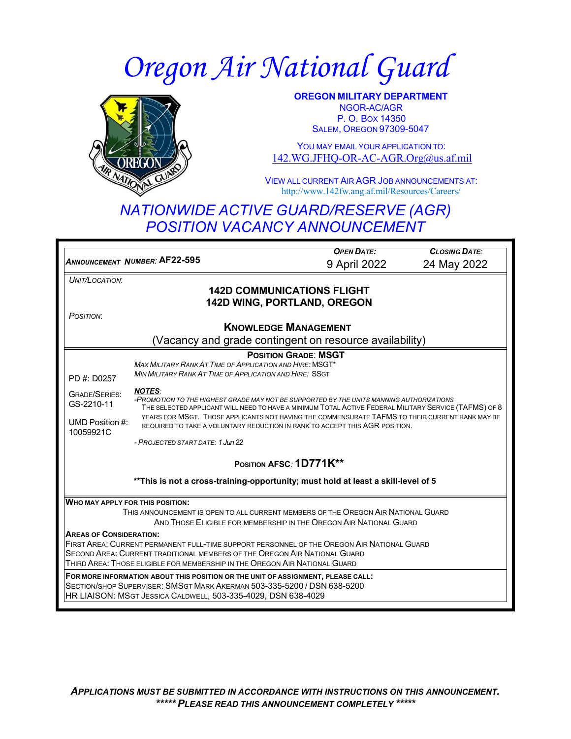# Oregon Air National Guard

**OREGON MILITARY DEPARTMENT**
NGOR-AC/AGR
P. O. BOX 14350
SALEM, OREGON 97309-5047

YOU MAY EMAIL YOUR APPLICATION TO:
142.WG.JFHQ-OR-AC-AGR.Org@us.af.mil

VIEW ALL CURRENT AIR AGR JOB ANNOUNCEMENTS AT:
http://www.142fw.ang.af.mil/Resources/Careers/

## *NATIONWIDE ACTIVE GUARD/RESERVE (AGR) POSITION VACANCY ANNOUNCEMENT*

*ANNOUNCEMENT NUMBER:* **AF22-595**

***OPEN DATE:*** 9 April 2022

***CLOSING DATE:*** 24 May 2022

*UNIT/LOCATION:*

**142D COMMUNICATIONS FLIGHT**
**142D WING, PORTLAND, OREGON**

*POSITION:*

**KNOWLEDGE MANAGEMENT**
(Vacancy and grade contingent on resource availability)

**POSITION GRADE: MSGT**

*MAX MILITARY RANK AT TIME OF APPLICATION AND HIRE:* MSGT*
*MIN MILITARY RANK AT TIME OF APPLICATION AND HIRE:* SSGT

PD #: D0257

GRADE/SERIES: GS-2210-11

UMD Position #: 10059921C

***NOTES:***
-*PROMOTION TO THE HIGHEST GRADE MAY NOT BE SUPPORTED BY THE UNITS MANNING AUTHORIZATIONS*
THE SELECTED APPLICANT WILL NEED TO HAVE A MINIMUM TOTAL ACTIVE FEDERAL MILITARY SERVICE (TAFMS) OF 8 YEARS FOR MSGT. THOSE APPLICANTS NOT HAVING THE COMMENSURATE TAFMS TO THEIR CURRENT RANK MAY BE REQUIRED TO TAKE A VOLUNTARY REDUCTION IN RANK TO ACCEPT THIS AGR POSITION.

- *PROJECTED START DATE: 1 Jun 22*

**POSITION AFSC: 1D771K****

****This is not a cross-training-opportunity; must hold at least a skill-level of 5**

**WHO MAY APPLY FOR THIS POSITION:**
THIS ANNOUNCEMENT IS OPEN TO ALL CURRENT MEMBERS OF THE OREGON AIR NATIONAL GUARD AND THOSE ELIGIBLE FOR MEMBERSHIP IN THE OREGON AIR NATIONAL GUARD

**AREAS OF CONSIDERATION:**
FIRST AREA: CURRENT PERMANENT FULL-TIME SUPPORT PERSONNEL OF THE OREGON AIR NATIONAL GUARD
SECOND AREA: CURRENT TRADITIONAL MEMBERS OF THE OREGON AIR NATIONAL GUARD
THIRD AREA: THOSE ELIGIBLE FOR MEMBERSHIP IN THE OREGON AIR NATIONAL GUARD

**FOR MORE INFORMATION ABOUT THIS POSITION OR THE UNIT OF ASSIGNMENT, PLEASE CALL:**
SECTION/SHOP SUPERVISER: SMSGT MARK AKERMAN 503-335-5200 / DSN 638-5200
HR LIAISON: MSGT JESSICA CALDWELL, 503-335-4029, DSN 638-4029

***APPLICATIONS MUST BE SUBMITTED IN ACCORDANCE WITH INSTRUCTIONS ON THIS ANNOUNCEMENT.***
***\*\*\*\*\* PLEASE READ THIS ANNOUNCEMENT COMPLETELY \*\*\*\*\****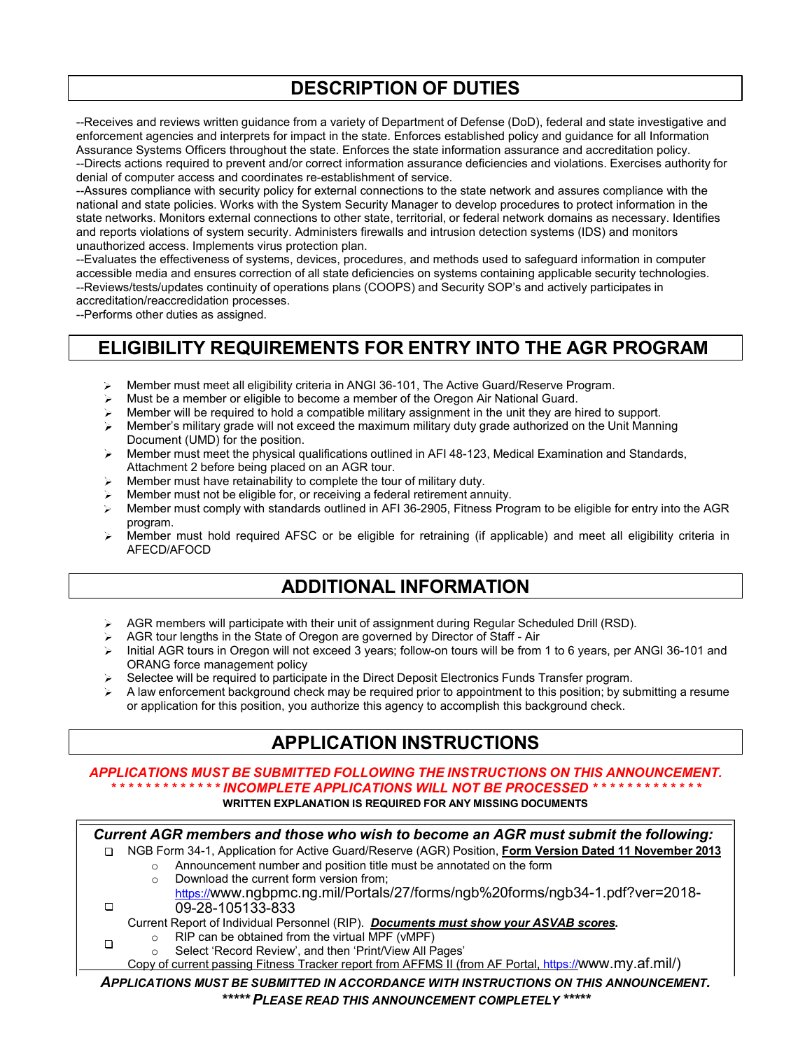## DESCRIPTION OF DUTIES

--Receives and reviews written guidance from a variety of Department of Defense (DoD), federal and state investigative and enforcement agencies and interprets for impact in the state. Enforces established policy and guidance for all Information Assurance Systems Officers throughout the state. Enforces the state information assurance and accreditation policy.
--Directs actions required to prevent and/or correct information assurance deficiencies and violations. Exercises authority for denial of computer access and coordinates re-establishment of service.
--Assures compliance with security policy for external connections to the state network and assures compliance with the national and state policies. Works with the System Security Manager to develop procedures to protect information in the state networks. Monitors external connections to other state, territorial, or federal network domains as necessary. Identifies and reports violations of system security. Administers firewalls and intrusion detection systems (IDS) and monitors unauthorized access. Implements virus protection plan.
--Evaluates the effectiveness of systems, devices, procedures, and methods used to safeguard information in computer accessible media and ensures correction of all state deficiencies on systems containing applicable security technologies.
--Reviews/tests/updates continuity of operations plans (COOPS) and Security SOP's and actively participates in accreditation/reaccreditation processes.
--Performs other duties as assigned.

## ELIGIBILITY REQUIREMENTS FOR ENTRY INTO THE AGR PROGRAM

- Member must meet all eligibility criteria in ANGI 36-101, The Active Guard/Reserve Program.
- Must be a member or eligible to become a member of the Oregon Air National Guard.
- Member will be required to hold a compatible military assignment in the unit they are hired to support.
- Member's military grade will not exceed the maximum military duty grade authorized on the Unit Manning Document (UMD) for the position.
- Member must meet the physical qualifications outlined in AFI 48-123, Medical Examination and Standards, Attachment 2 before being placed on an AGR tour.
- Member must have retainability to complete the tour of military duty.
- Member must not be eligible for, or receiving a federal retirement annuity.
- Member must comply with standards outlined in AFI 36-2905, Fitness Program to be eligible for entry into the AGR program.
- Member must hold required AFSC or be eligible for retraining (if applicable) and meet all eligibility criteria in AFECD/AFOCD

## ADDITIONAL INFORMATION

- AGR members will participate with their unit of assignment during Regular Scheduled Drill (RSD).
- AGR tour lengths in the State of Oregon are governed by Director of Staff - Air
- Initial AGR tours in Oregon will not exceed 3 years; follow-on tours will be from 1 to 6 years, per ANGI 36-101 and ORANG force management policy
- Selectee will be required to participate in the Direct Deposit Electronics Funds Transfer program.
- A law enforcement background check may be required prior to appointment to this position; by submitting a resume or application for this position, you authorize this agency to accomplish this background check.

## APPLICATION INSTRUCTIONS

***APPLICATIONS MUST BE SUBMITTED FOLLOWING THE INSTRUCTIONS ON THIS ANNOUNCEMENT.***
***\* \* \* \* \* \* \* \* \* \* \* \* \* INCOMPLETE APPLICATIONS WILL NOT BE PROCESSED \* \* \* \* \* \* \* \* \* \* \* \* \****

**WRITTEN EXPLANATION IS REQUIRED FOR ANY MISSING DOCUMENTS**

***Current AGR members and those who wish to become an AGR must submit the following:***

- ❑ NGB Form 34-1, Application for Active Guard/Reserve (AGR) Position, **Form Version Dated 11 November 2013**
  - Announcement number and position title must be annotated on the form
  - Download the current form version from; https://www.ngbpmc.ng.mil/Portals/27/forms/ngb%20forms/ngb34-1.pdf?ver=2018-09-28-105133-833
- ❑ Current Report of Individual Personnel (RIP). ***Documents must show your ASVAB scores***.
  - RIP can be obtained from the virtual MPF (vMPF)
  - Select 'Record Review', and then 'Print/View All Pages'
- ❑ Copy of current passing Fitness Tracker report from AFFMS II (from AF Portal, https://www.my.af.mil/)

***APPLICATIONS MUST BE SUBMITTED IN ACCORDANCE WITH INSTRUCTIONS ON THIS ANNOUNCEMENT.***
***\*\*\*\*\* PLEASE READ THIS ANNOUNCEMENT COMPLETELY \*\*\*\*\****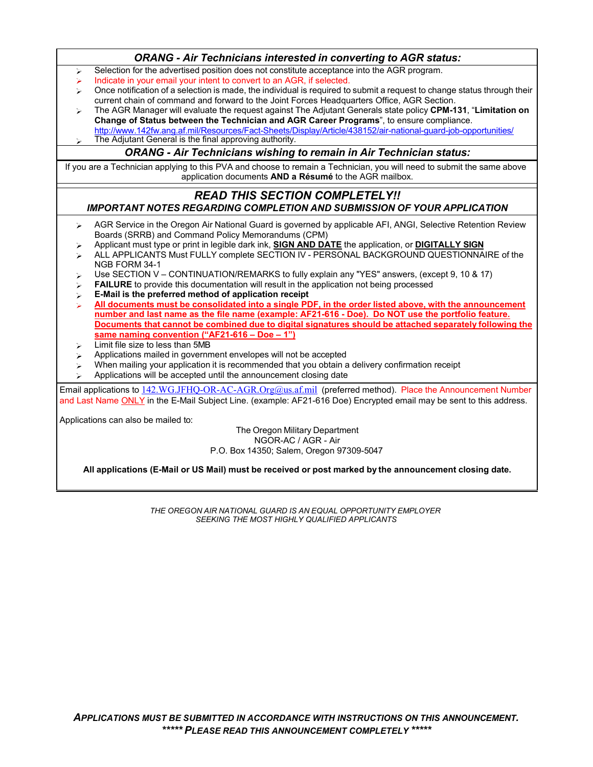## *ORANG - Air Technicians interested in converting to AGR status:*

- Selection for the advertised position does not constitute acceptance into the AGR program.
- Indicate in your email your intent to convert to an AGR, if selected.
- Once notification of a selection is made, the individual is required to submit a request to change status through their current chain of command and forward to the Joint Forces Headquarters Office, AGR Section.
- The AGR Manager will evaluate the request against The Adjutant Generals state policy **CPM-131**, "**Limitation on Change of Status between the Technician and AGR Career Programs**", to ensure compliance. http://www.142fw.ang.af.mil/Resources/Fact-Sheets/Display/Article/438152/air-national-guard-job-opportunities/
- The Adjutant General is the final approving authority.

## *ORANG - Air Technicians wishing to remain in Air Technician status:*

If you are a Technician applying to this PVA and choose to remain a Technician, you will need to submit the same above application documents **AND a Résumé** to the AGR mailbox.

## *READ THIS SECTION COMPLETELY!!*

### *IMPORTANT NOTES REGARDING COMPLETION AND SUBMISSION OF YOUR APPLICATION*

- AGR Service in the Oregon Air National Guard is governed by applicable AFI, ANGI, Selective Retention Review Boards (SRRB) and Command Policy Memorandums (CPM)
- Applicant must type or print in legible dark ink, **SIGN AND DATE** the application, or **DIGITALLY SIGN**
- ALL APPLICANTS Must FULLY complete SECTION IV - PERSONAL BACKGROUND QUESTIONNAIRE of the NGB FORM 34-1
- Use SECTION V – CONTINUATION/REMARKS to fully explain any "YES" answers, (except 9, 10 & 17)
- **FAILURE** to provide this documentation will result in the application not being processed
- **E-Mail is the preferred method of application receipt**
- **All documents must be consolidated into a single PDF, in the order listed above, with the announcement number and last name as the file name (example: AF21-616 - Doe). Do NOT use the portfolio feature. Documents that cannot be combined due to digital signatures should be attached separately following the same naming convention ("AF21-616 – Doe – 1")**
- Limit file size to less than 5MB
- Applications mailed in government envelopes will not be accepted
- When mailing your application it is recommended that you obtain a delivery confirmation receipt
- Applications will be accepted until the announcement closing date

Email applications to 142.WG.JFHQ-OR-AC-AGR.Org@us.af.mil (preferred method). Place the Announcement Number and Last Name ONLY in the E-Mail Subject Line. (example: AF21-616 Doe) Encrypted email may be sent to this address.

Applications can also be mailed to:

The Oregon Military Department
NGOR-AC / AGR - Air
P.O. Box 14350; Salem, Oregon 97309-5047

**All applications (E-Mail or US Mail) must be received or post marked by the announcement closing date.**

*THE OREGON AIR NATIONAL GUARD IS AN EQUAL OPPORTUNITY EMPLOYER*
*SEEKING THE MOST HIGHLY QUALIFIED APPLICANTS*

***APPLICATIONS MUST BE SUBMITTED IN ACCORDANCE WITH INSTRUCTIONS ON THIS ANNOUNCEMENT.***
***\*\*\*\*\* PLEASE READ THIS ANNOUNCEMENT COMPLETELY \*\*\*\*\****